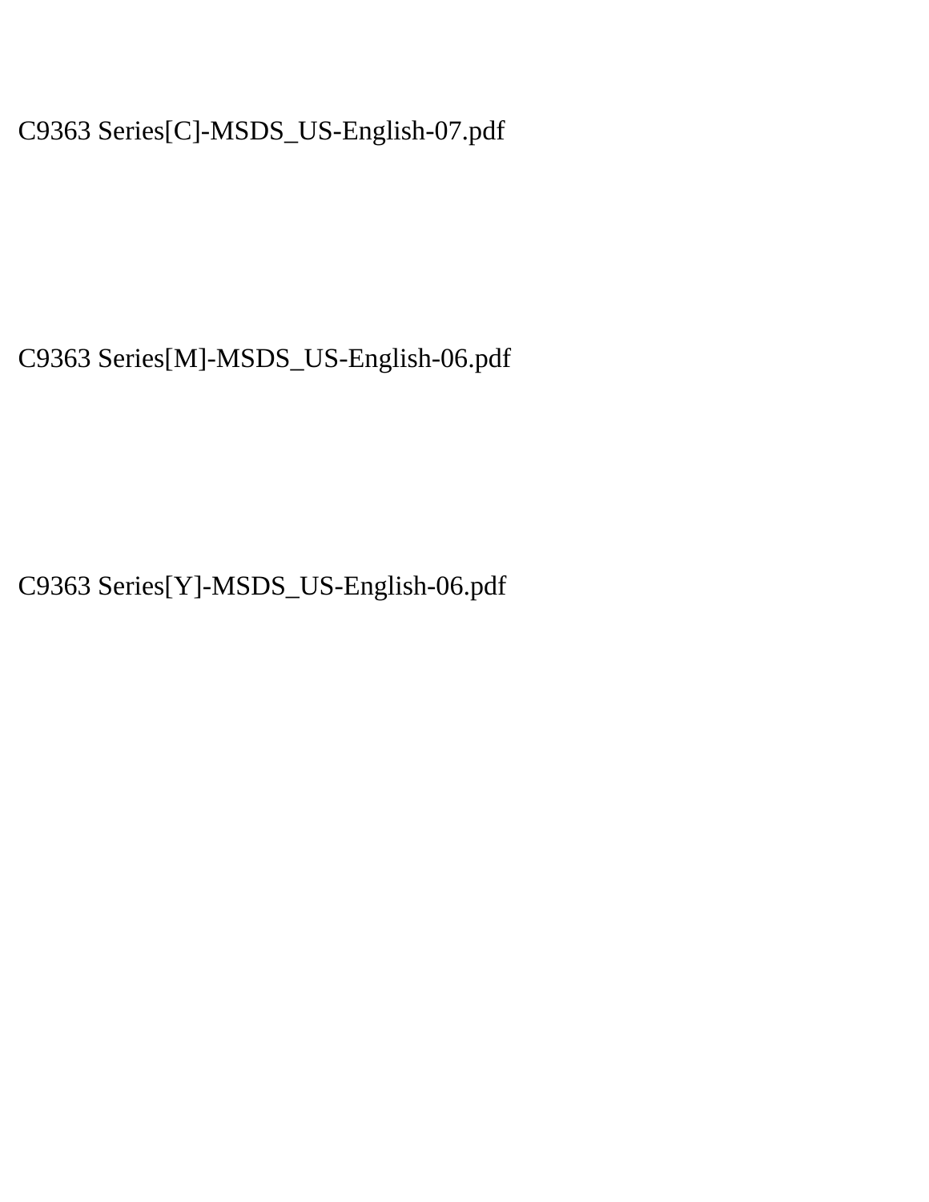C9363 Series[C]-MSDS_US-English-07.pdf

C9363 Series[M]-MSDS_US-English-06.pdf

C9363 Series[Y]-MSDS_US-English-06.pdf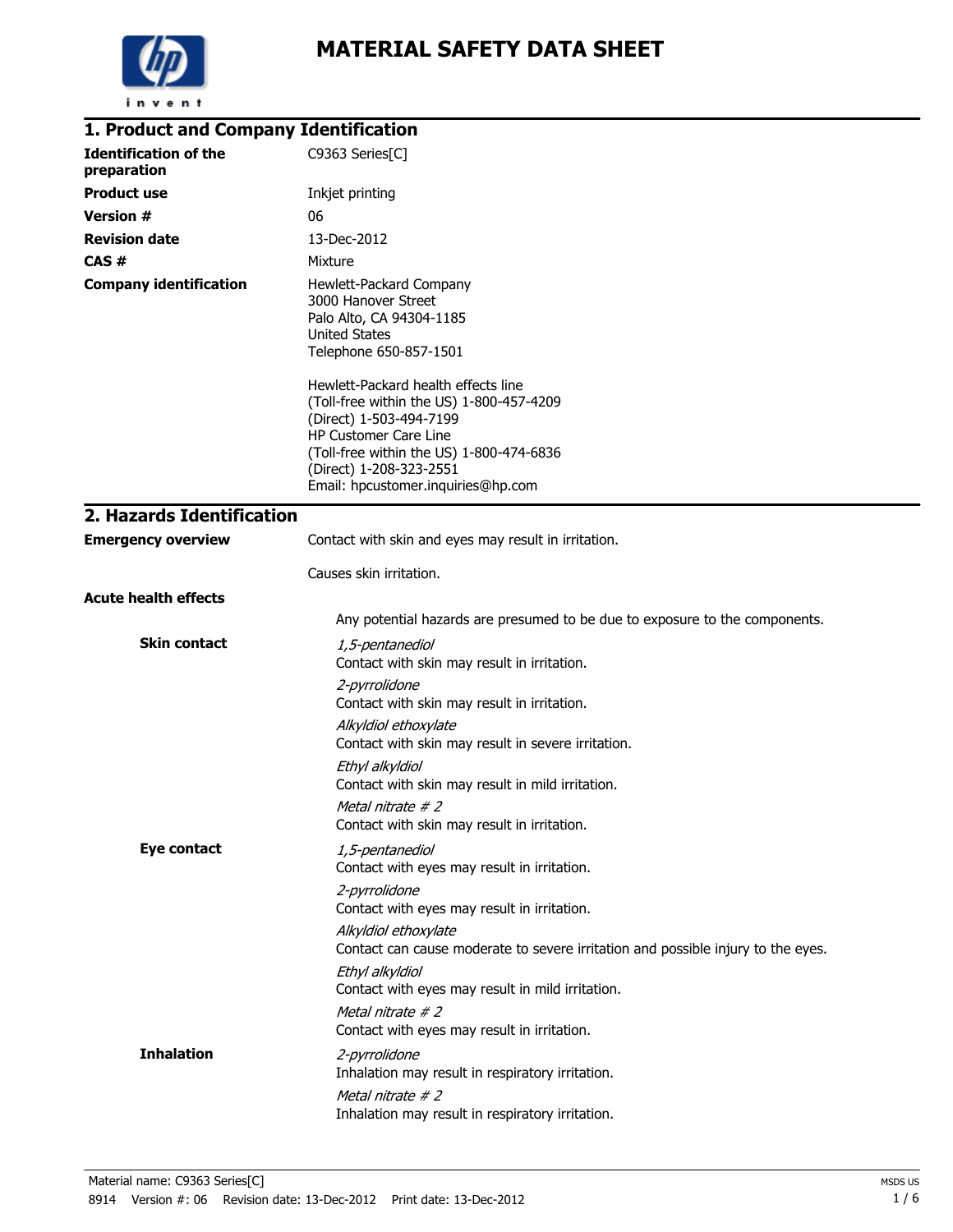# MATERIAL SAFETY DATA SHEET

## 1. Product and Company Identification

| | |
|---|---|
| **Identification of the preparation** | C9363 Series[C] |
| **Product use** | Inkjet printing |
| **Version #** | 06 |
| **Revision date** | 13-Dec-2012 |
| **CAS #** | Mixture |
| **Company identification** | Hewlett-Packard Company<br>3000 Hanover Street<br>Palo Alto, CA 94304-1185<br>United States<br>Telephone 650-857-1501<br><br>Hewlett-Packard health effects line<br>(Toll-free within the US) 1-800-457-4209<br>(Direct) 1-503-494-7199<br>HP Customer Care Line<br>(Toll-free within the US) 1-800-474-6836<br>(Direct) 1-208-323-2551<br>Email: hpcustomer.inquiries@hp.com |

## 2. Hazards Identification

**Emergency overview**

Contact with skin and eyes may result in irritation.

Causes skin irritation.

**Acute health effects**

Any potential hazards are presumed to be due to exposure to the components.

**Skin contact**

*1,5-pentanediol*
Contact with skin may result in irritation.

*2-pyrrolidone*
Contact with skin may result in irritation.

*Alkyldiol ethoxylate*
Contact with skin may result in severe irritation.

*Ethyl alkyldiol*
Contact with skin may result in mild irritation.

*Metal nitrate # 2*
Contact with skin may result in irritation.

**Eye contact**

*1,5-pentanediol*
Contact with eyes may result in irritation.

*2-pyrrolidone*
Contact with eyes may result in irritation.

*Alkyldiol ethoxylate*
Contact can cause moderate to severe irritation and possible injury to the eyes.

*Ethyl alkyldiol*
Contact with eyes may result in mild irritation.

*Metal nitrate # 2*
Contact with eyes may result in irritation.

**Inhalation**

*2-pyrrolidone*
Inhalation may result in respiratory irritation.

*Metal nitrate # 2*
Inhalation may result in respiratory irritation.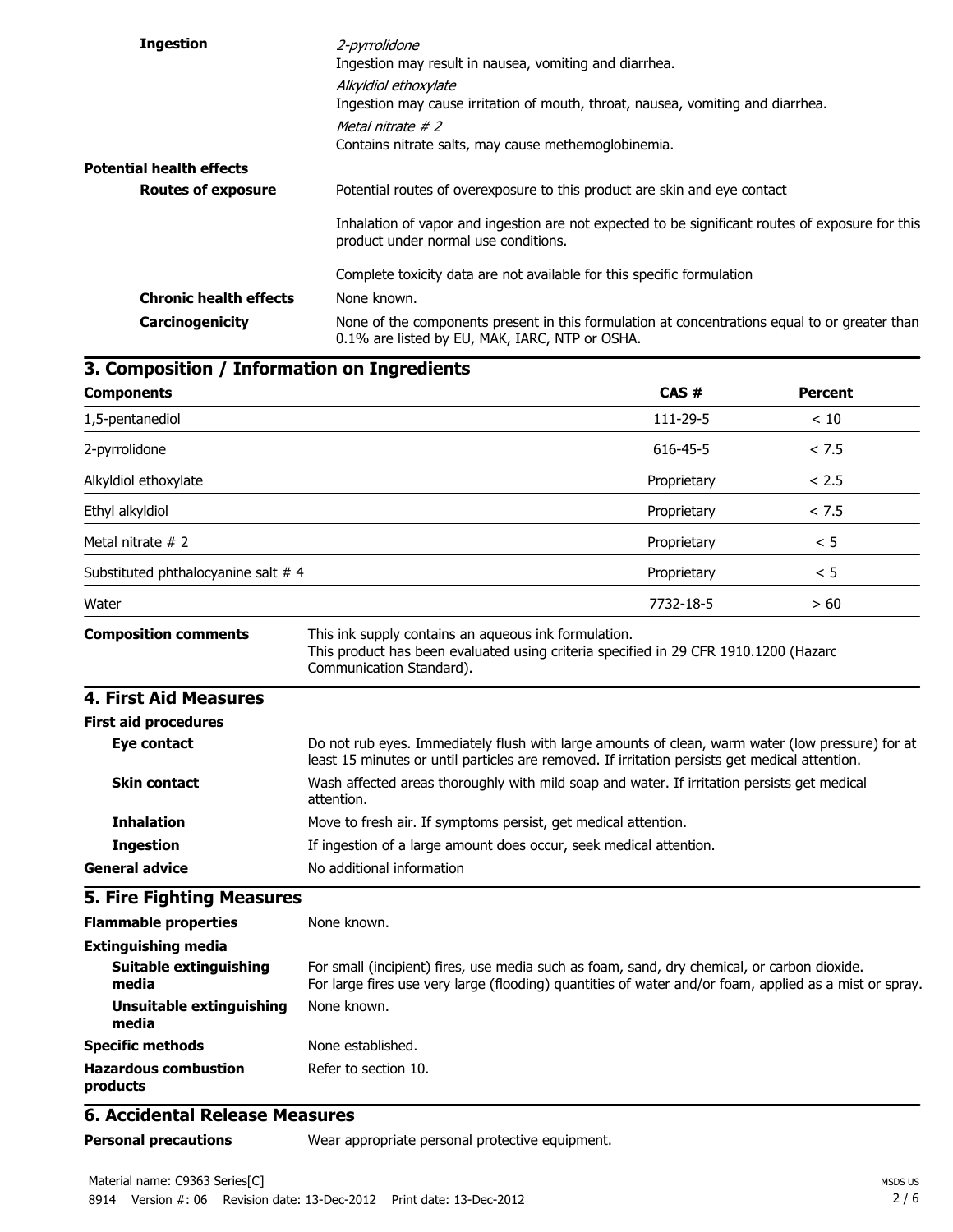**Ingestion**

*2-pyrrolidone*
Ingestion may result in nausea, vomiting and diarrhea.

*Alkyldiol ethoxylate*
Ingestion may cause irritation of mouth, throat, nausea, vomiting and diarrhea.

*Metal nitrate # 2*
Contains nitrate salts, may cause methemoglobinemia.

**Potential health effects**

**Routes of exposure**

Potential routes of overexposure to this product are skin and eye contact

Inhalation of vapor and ingestion are not expected to be significant routes of exposure for this product under normal use conditions.

Complete toxicity data are not available for this specific formulation

**Chronic health effects** None known.

**Carcinogenicity** None of the components present in this formulation at concentrations equal to or greater than 0.1% are listed by EU, MAK, IARC, NTP or OSHA.

## 3. Composition / Information on Ingredients

| Components | CAS # | Percent |
|---|---|---|
| 1,5-pentanediol | 111-29-5 | < 10 |
| 2-pyrrolidone | 616-45-5 | < 7.5 |
| Alkyldiol ethoxylate | Proprietary | < 2.5 |
| Ethyl alkyldiol | Proprietary | < 7.5 |
| Metal nitrate # 2 | Proprietary | < 5 |
| Substituted phthalocyanine salt # 4 | Proprietary | < 5 |
| Water | 7732-18-5 | > 60 |

**Composition comments** This ink supply contains an aqueous ink formulation.
This product has been evaluated using criteria specified in 29 CFR 1910.1200 (Hazard Communication Standard).

## 4. First Aid Measures

**First aid procedures**

**Eye contact** Do not rub eyes. Immediately flush with large amounts of clean, warm water (low pressure) for at least 15 minutes or until particles are removed. If irritation persists get medical attention.

**Skin contact** Wash affected areas thoroughly with mild soap and water. If irritation persists get medical attention.

**Inhalation** Move to fresh air. If symptoms persist, get medical attention.

**Ingestion** If ingestion of a large amount does occur, seek medical attention.

**General advice** No additional information

## 5. Fire Fighting Measures

**Flammable properties** None known.

**Extinguishing media**

**Suitable extinguishing media** For small (incipient) fires, use media such as foam, sand, dry chemical, or carbon dioxide.
For large fires use very large (flooding) quantities of water and/or foam, applied as a mist or spray.

**Unsuitable extinguishing media** None known.

**Specific methods** None established.

**Hazardous combustion products** Refer to section 10.

## 6. Accidental Release Measures

**Personal precautions** Wear appropriate personal protective equipment.

Material name: C9363 Series[C]
8914 Version #: 06 Revision date: 13-Dec-2012 Print date: 13-Dec-2012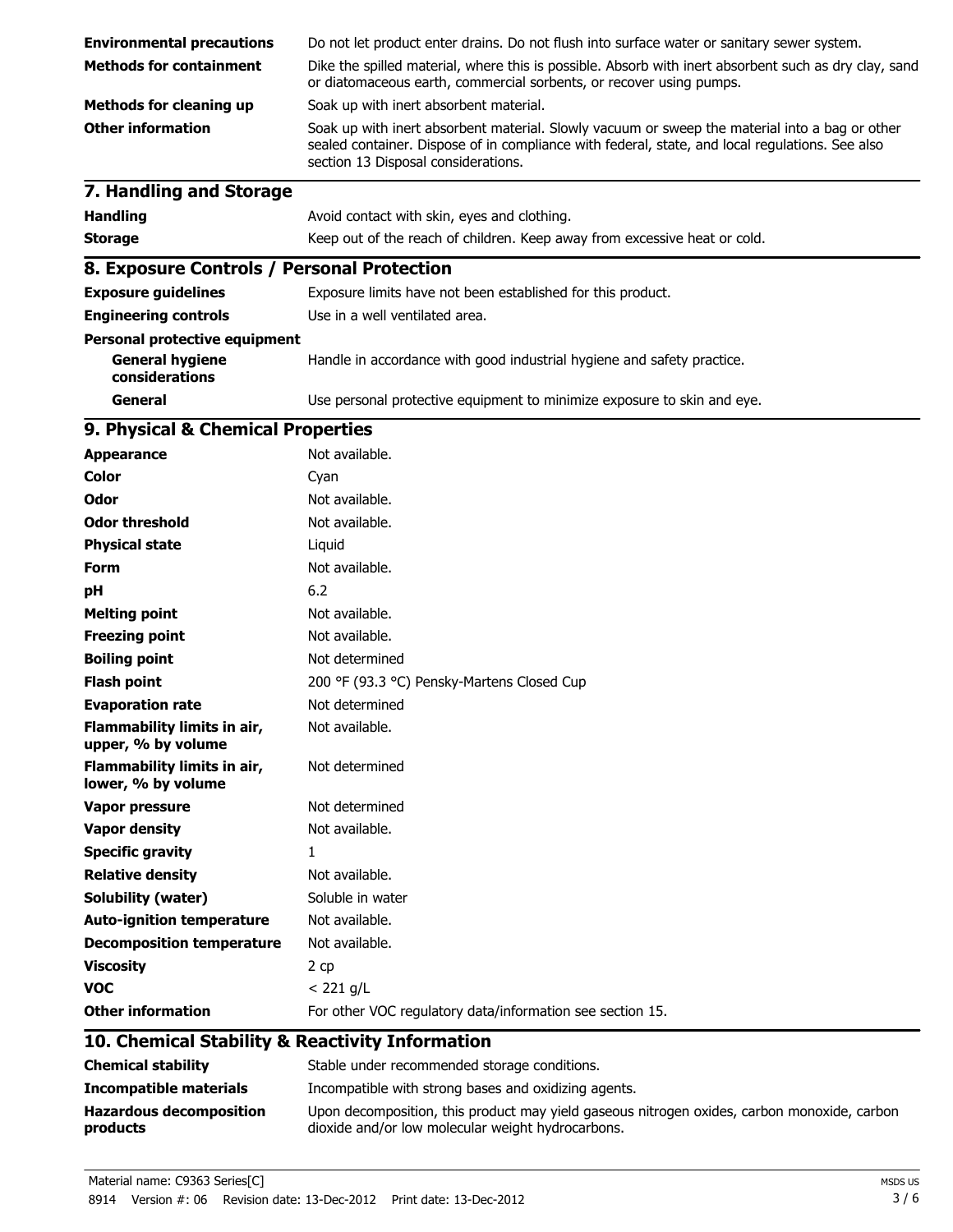| | |
|---|---|
| **Environmental precautions** | Do not let product enter drains. Do not flush into surface water or sanitary sewer system. |
| **Methods for containment** | Dike the spilled material, where this is possible. Absorb with inert absorbent such as dry clay, sand or diatomaceous earth, commercial sorbents, or recover using pumps. |
| **Methods for cleaning up** | Soak up with inert absorbent material. |
| **Other information** | Soak up with inert absorbent material. Slowly vacuum or sweep the material into a bag or other sealed container. Dispose of in compliance with federal, state, and local regulations. See also section 13 Disposal considerations. |

## 7. Handling and Storage

| | |
|---|---|
| **Handling** | Avoid contact with skin, eyes and clothing. |
| **Storage** | Keep out of the reach of children. Keep away from excessive heat or cold. |

## 8. Exposure Controls / Personal Protection

| | |
|---|---|
| **Exposure guidelines** | Exposure limits have not been established for this product. |
| **Engineering controls** | Use in a well ventilated area. |
| **Personal protective equipment** | |
| **General hygiene considerations** | Handle in accordance with good industrial hygiene and safety practice. |
| **General** | Use personal protective equipment to minimize exposure to skin and eye. |

## 9. Physical & Chemical Properties

| | |
|---|---|
| **Appearance** | Not available. |
| **Color** | Cyan |
| **Odor** | Not available. |
| **Odor threshold** | Not available. |
| **Physical state** | Liquid |
| **Form** | Not available. |
| **pH** | 6.2 |
| **Melting point** | Not available. |
| **Freezing point** | Not available. |
| **Boiling point** | Not determined |
| **Flash point** | 200 °F (93.3 °C) Pensky-Martens Closed Cup |
| **Evaporation rate** | Not determined |
| **Flammability limits in air, upper, % by volume** | Not available. |
| **Flammability limits in air, lower, % by volume** | Not determined |
| **Vapor pressure** | Not determined |
| **Vapor density** | Not available. |
| **Specific gravity** | 1 |
| **Relative density** | Not available. |
| **Solubility (water)** | Soluble in water |
| **Auto-ignition temperature** | Not available. |
| **Decomposition temperature** | Not available. |
| **Viscosity** | 2 cp |
| **VOC** | < 221 g/L |
| **Other information** | For other VOC regulatory data/information see section 15. |

## 10. Chemical Stability & Reactivity Information

| | |
|---|---|
| **Chemical stability** | Stable under recommended storage conditions. |
| **Incompatible materials** | Incompatible with strong bases and oxidizing agents. |
| **Hazardous decomposition products** | Upon decomposition, this product may yield gaseous nitrogen oxides, carbon monoxide, carbon dioxide and/or low molecular weight hydrocarbons. |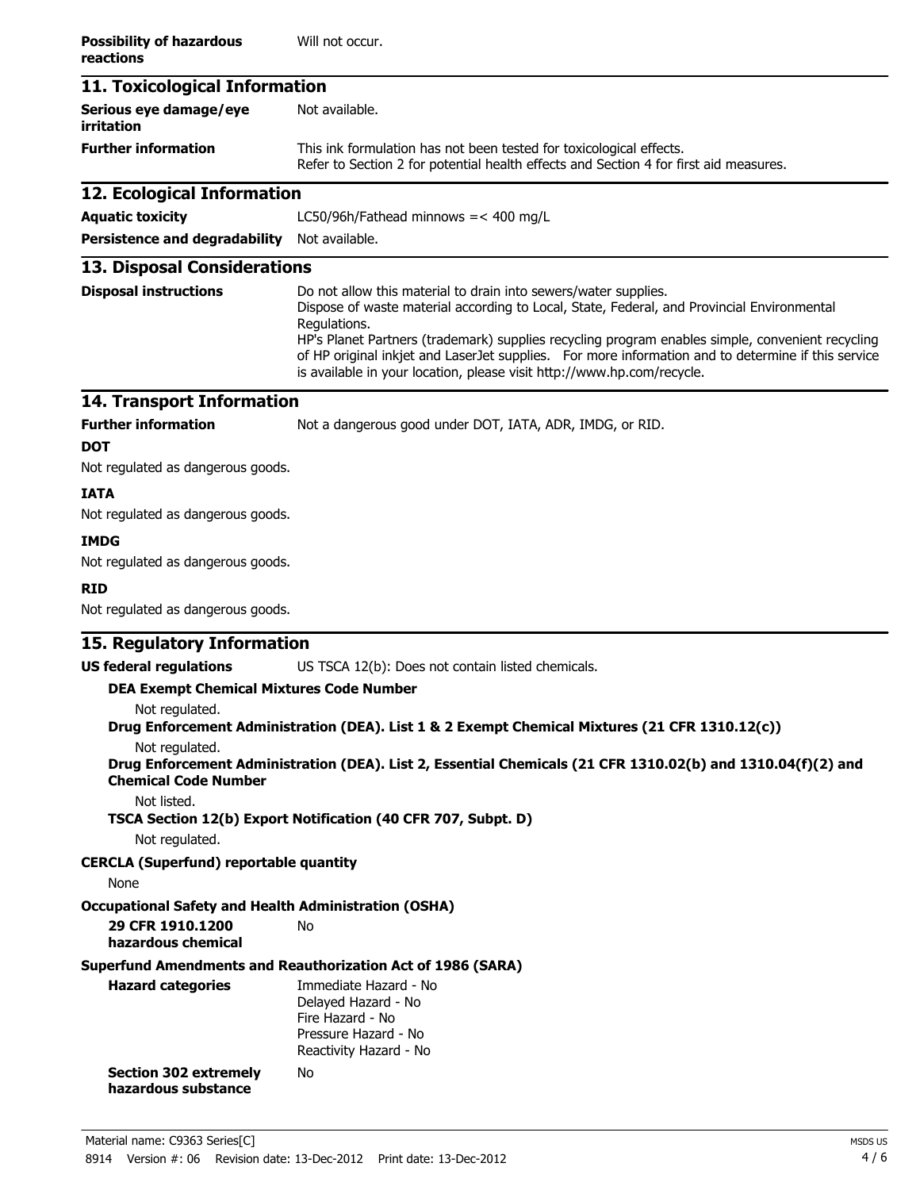| | |
|---|---|
| **Possibility of hazardous reactions** | Will not occur. |

## 11. Toxicological Information

| | |
|---|---|
| **Serious eye damage/eye irritation** | Not available. |
| **Further information** | This ink formulation has not been tested for toxicological effects.<br>Refer to Section 2 for potential health effects and Section 4 for first aid measures. |

## 12. Ecological Information

| | |
|---|---|
| **Aquatic toxicity** | LC50/96h/Fathead minnows =< 400 mg/L |
| **Persistence and degradability** | Not available. |

## 13. Disposal Considerations

| | |
|---|---|
| **Disposal instructions** | Do not allow this material to drain into sewers/water supplies.<br>Dispose of waste material according to Local, State, Federal, and Provincial Environmental Regulations.<br>HP's Planet Partners (trademark) supplies recycling program enables simple, convenient recycling of HP original inkjet and LaserJet supplies. For more information and to determine if this service is available in your location, please visit http://www.hp.com/recycle. |

## 14. Transport Information

| | |
|---|---|
| **Further information** | Not a dangerous good under DOT, IATA, ADR, IMDG, or RID. |

**DOT**

Not regulated as dangerous goods.

**IATA**

Not regulated as dangerous goods.

**IMDG**

Not regulated as dangerous goods.

**RID**

Not regulated as dangerous goods.

## 15. Regulatory Information

| | |
|---|---|
| **US federal regulations** | US TSCA 12(b): Does not contain listed chemicals. |

**DEA Exempt Chemical Mixtures Code Number**

Not regulated.

**Drug Enforcement Administration (DEA). List 1 & 2 Exempt Chemical Mixtures (21 CFR 1310.12(c))**

Not regulated.

**Drug Enforcement Administration (DEA). List 2, Essential Chemicals (21 CFR 1310.02(b) and 1310.04(f)(2) and Chemical Code Number**

Not listed.

**TSCA Section 12(b) Export Notification (40 CFR 707, Subpt. D)**

Not regulated.

**CERCLA (Superfund) reportable quantity**

None

**Occupational Safety and Health Administration (OSHA)**

| | |
|---|---|
| **29 CFR 1910.1200 hazardous chemical** | No |

**Superfund Amendments and Reauthorization Act of 1986 (SARA)**

| | |
|---|---|
| **Hazard categories** | Immediate Hazard - No<br>Delayed Hazard - No<br>Fire Hazard - No<br>Pressure Hazard - No<br>Reactivity Hazard - No |
| **Section 302 extremely hazardous substance** | No |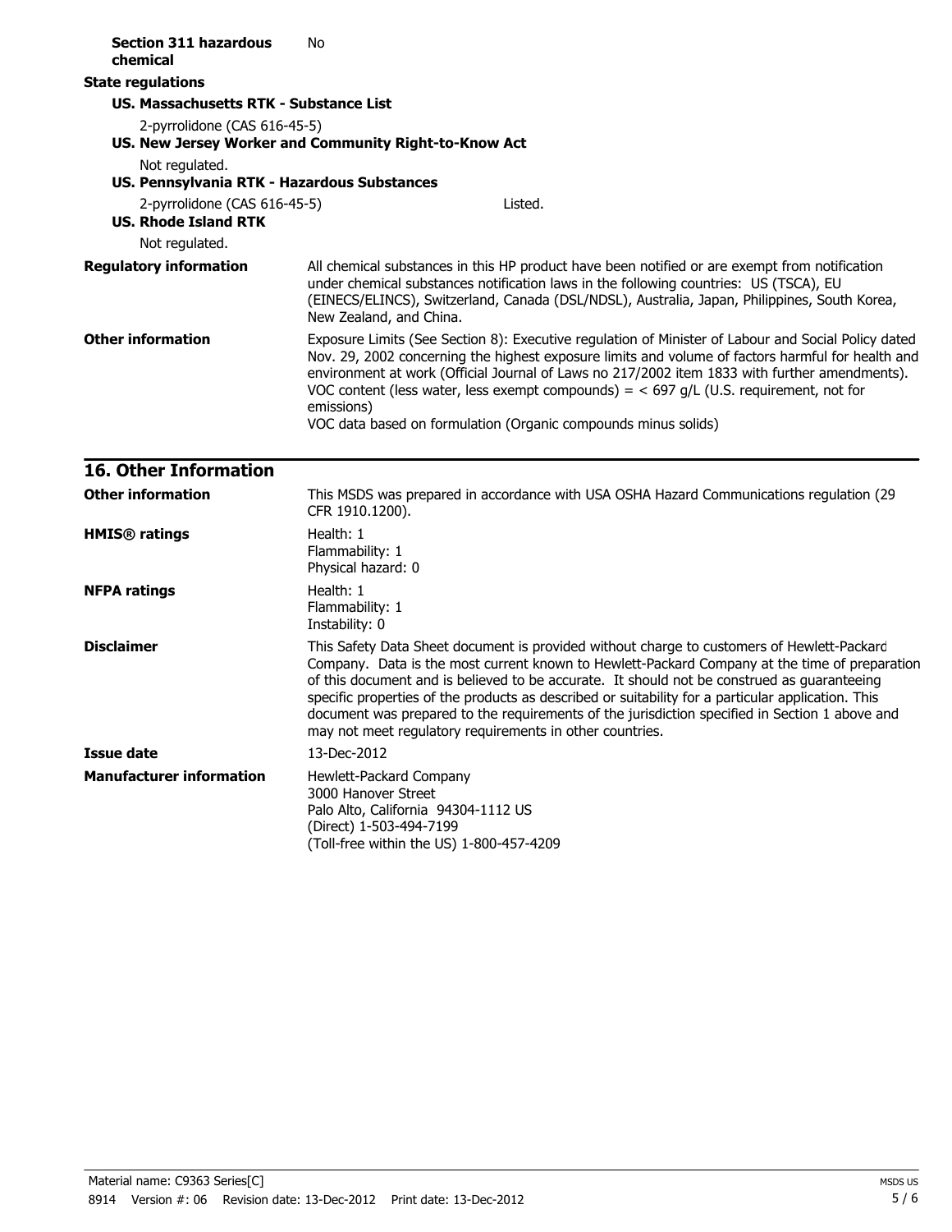**Section 311 hazardous chemical** No

**State regulations**

**US. Massachusetts RTK - Substance List**

2-pyrrolidone (CAS 616-45-5)

**US. New Jersey Worker and Community Right-to-Know Act**

Not regulated.

**US. Pennsylvania RTK - Hazardous Substances**

2-pyrrolidone (CAS 616-45-5) Listed.

**US. Rhode Island RTK**

Not regulated.

**Regulatory information**

All chemical substances in this HP product have been notified or are exempt from notification under chemical substances notification laws in the following countries: US (TSCA), EU (EINECS/ELINCS), Switzerland, Canada (DSL/NDSL), Australia, Japan, Philippines, South Korea, New Zealand, and China.

**Other information**

Exposure Limits (See Section 8): Executive regulation of Minister of Labour and Social Policy dated Nov. 29, 2002 concerning the highest exposure limits and volume of factors harmful for health and environment at work (Official Journal of Laws no 217/2002 item 1833 with further amendments).
VOC content (less water, less exempt compounds) = < 697 g/L (U.S. requirement, not for emissions)
VOC data based on formulation (Organic compounds minus solids)

## 16. Other Information

**Other information**

This MSDS was prepared in accordance with USA OSHA Hazard Communications regulation (29 CFR 1910.1200).

**HMIS® ratings**

Health: 1
Flammability: 1
Physical hazard: 0

**NFPA ratings**

Health: 1
Flammability: 1
Instability: 0

**Disclaimer**

This Safety Data Sheet document is provided without charge to customers of Hewlett-Packard Company. Data is the most current known to Hewlett-Packard Company at the time of preparation of this document and is believed to be accurate. It should not be construed as guaranteeing specific properties of the products as described or suitability for a particular application. This document was prepared to the requirements of the jurisdiction specified in Section 1 above and may not meet regulatory requirements in other countries.

**Issue date**

13-Dec-2012

**Manufacturer information**

Hewlett-Packard Company
3000 Hanover Street
Palo Alto, California 94304-1112 US
(Direct) 1-503-494-7199
(Toll-free within the US) 1-800-457-4209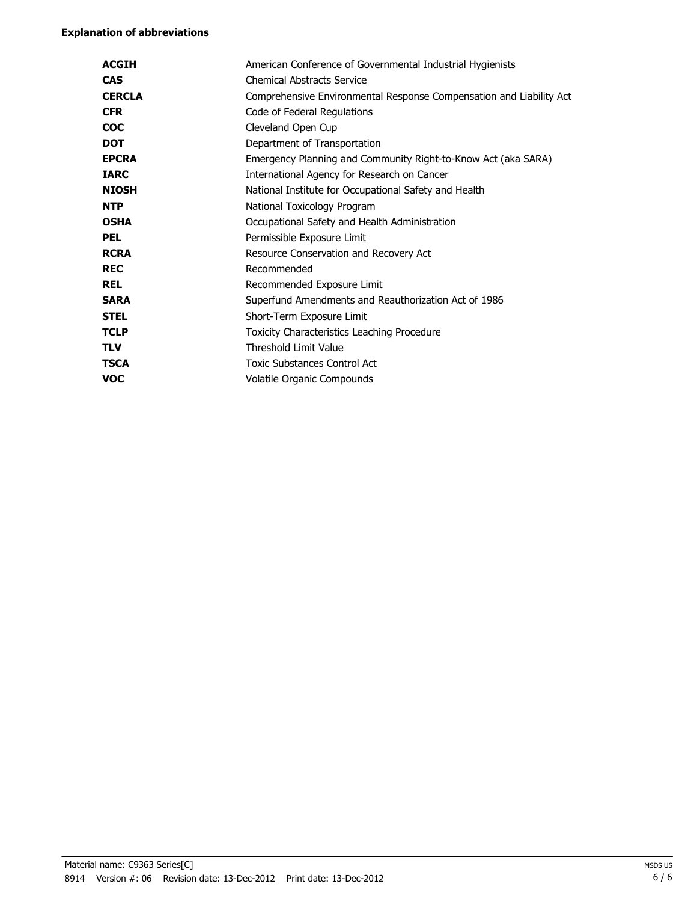**Explanation of abbreviations**

| | |
|---|---|
| **ACGIH** | American Conference of Governmental Industrial Hygienists |
| **CAS** | Chemical Abstracts Service |
| **CERCLA** | Comprehensive Environmental Response Compensation and Liability Act |
| **CFR** | Code of Federal Regulations |
| **COC** | Cleveland Open Cup |
| **DOT** | Department of Transportation |
| **EPCRA** | Emergency Planning and Community Right-to-Know Act (aka SARA) |
| **IARC** | International Agency for Research on Cancer |
| **NIOSH** | National Institute for Occupational Safety and Health |
| **NTP** | National Toxicology Program |
| **OSHA** | Occupational Safety and Health Administration |
| **PEL** | Permissible Exposure Limit |
| **RCRA** | Resource Conservation and Recovery Act |
| **REC** | Recommended |
| **REL** | Recommended Exposure Limit |
| **SARA** | Superfund Amendments and Reauthorization Act of 1986 |
| **STEL** | Short-Term Exposure Limit |
| **TCLP** | Toxicity Characteristics Leaching Procedure |
| **TLV** | Threshold Limit Value |
| **TSCA** | Toxic Substances Control Act |
| **VOC** | Volatile Organic Compounds |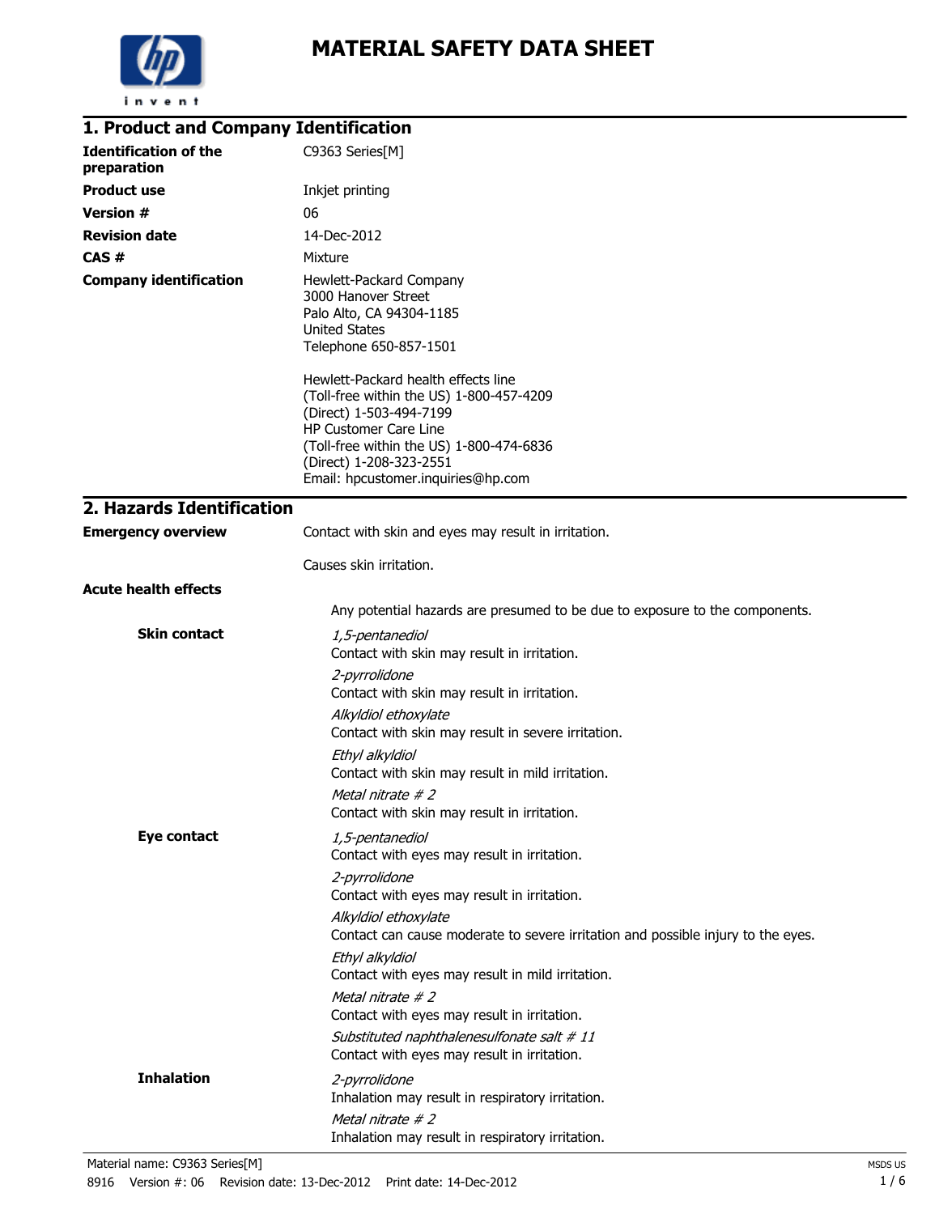# MATERIAL SAFETY DATA SHEET

## 1. Product and Company Identification

| | |
|---|---|
| **Identification of the preparation** | C9363 Series[M] |
| **Product use** | Inkjet printing |
| **Version #** | 06 |
| **Revision date** | 14-Dec-2012 |
| **CAS #** | Mixture |
| **Company identification** | Hewlett-Packard Company<br>3000 Hanover Street<br>Palo Alto, CA 94304-1185<br>United States<br>Telephone 650-857-1501<br><br>Hewlett-Packard health effects line<br>(Toll-free within the US) 1-800-457-4209<br>(Direct) 1-503-494-7199<br>HP Customer Care Line<br>(Toll-free within the US) 1-800-474-6836<br>(Direct) 1-208-323-2551<br>Email: hpcustomer.inquiries@hp.com |

## 2. Hazards Identification

**Emergency overview**

Contact with skin and eyes may result in irritation.

Causes skin irritation.

**Acute health effects**

Any potential hazards are presumed to be due to exposure to the components.

**Skin contact**

*1,5-pentanediol*
Contact with skin may result in irritation.

*2-pyrrolidone*
Contact with skin may result in irritation.

*Alkyldiol ethoxylate*
Contact with skin may result in severe irritation.

*Ethyl alkyldiol*
Contact with skin may result in mild irritation.

*Metal nitrate # 2*
Contact with skin may result in irritation.

**Eye contact**

*1,5-pentanediol*
Contact with eyes may result in irritation.

*2-pyrrolidone*
Contact with eyes may result in irritation.

*Alkyldiol ethoxylate*
Contact can cause moderate to severe irritation and possible injury to the eyes.

*Ethyl alkyldiol*
Contact with eyes may result in mild irritation.

*Metal nitrate # 2*
Contact with eyes may result in irritation.

*Substituted naphthalenesulfonate salt # 11*
Contact with eyes may result in irritation.

**Inhalation**

*2-pyrrolidone*
Inhalation may result in respiratory irritation.

*Metal nitrate # 2*
Inhalation may result in respiratory irritation.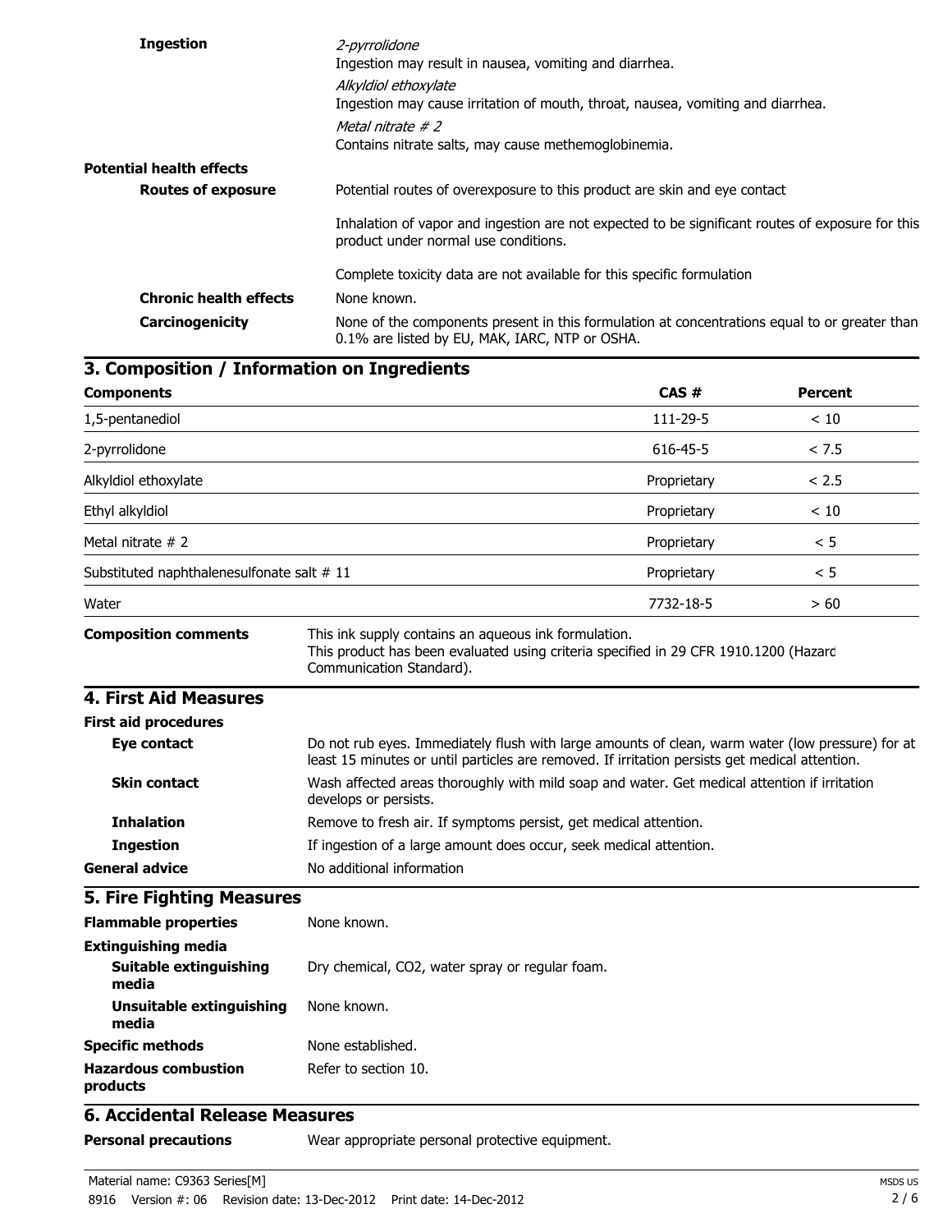**Ingestion**

*2-pyrrolidone*
Ingestion may result in nausea, vomiting and diarrhea.

*Alkyldiol ethoxylate*
Ingestion may cause irritation of mouth, throat, nausea, vomiting and diarrhea.

*Metal nitrate # 2*
Contains nitrate salts, may cause methemoglobinemia.

**Potential health effects**

**Routes of exposure**

Potential routes of overexposure to this product are skin and eye contact

Inhalation of vapor and ingestion are not expected to be significant routes of exposure for this product under normal use conditions.

Complete toxicity data are not available for this specific formulation

**Chronic health effects**
None known.

**Carcinogenicity**
None of the components present in this formulation at concentrations equal to or greater than 0.1% are listed by EU, MAK, IARC, NTP or OSHA.

## 3. Composition / Information on Ingredients

| Components | CAS # | Percent |
|---|---|---|
| 1,5-pentanediol | 111-29-5 | < 10 |
| 2-pyrrolidone | 616-45-5 | < 7.5 |
| Alkyldiol ethoxylate | Proprietary | < 2.5 |
| Ethyl alkyldiol | Proprietary | < 10 |
| Metal nitrate # 2 | Proprietary | < 5 |
| Substituted naphthalenesulfonate salt # 11 | Proprietary | < 5 |
| Water | 7732-18-5 | > 60 |

**Composition comments**
This ink supply contains an aqueous ink formulation.
This product has been evaluated using criteria specified in 29 CFR 1910.1200 (Hazard Communication Standard).

## 4. First Aid Measures

**First aid procedures**

**Eye contact**
Do not rub eyes. Immediately flush with large amounts of clean, warm water (low pressure) for at least 15 minutes or until particles are removed. If irritation persists get medical attention.

**Skin contact**
Wash affected areas thoroughly with mild soap and water. Get medical attention if irritation develops or persists.

**Inhalation**
Remove to fresh air. If symptoms persist, get medical attention.

**Ingestion**
If ingestion of a large amount does occur, seek medical attention.

**General advice**
No additional information

## 5. Fire Fighting Measures

**Flammable properties**
None known.

**Extinguishing media**

**Suitable extinguishing media**
Dry chemical, CO2, water spray or regular foam.

**Unsuitable extinguishing media**
None known.

**Specific methods**
None established.

**Hazardous combustion products**
Refer to section 10.

## 6. Accidental Release Measures

**Personal precautions**
Wear appropriate personal protective equipment.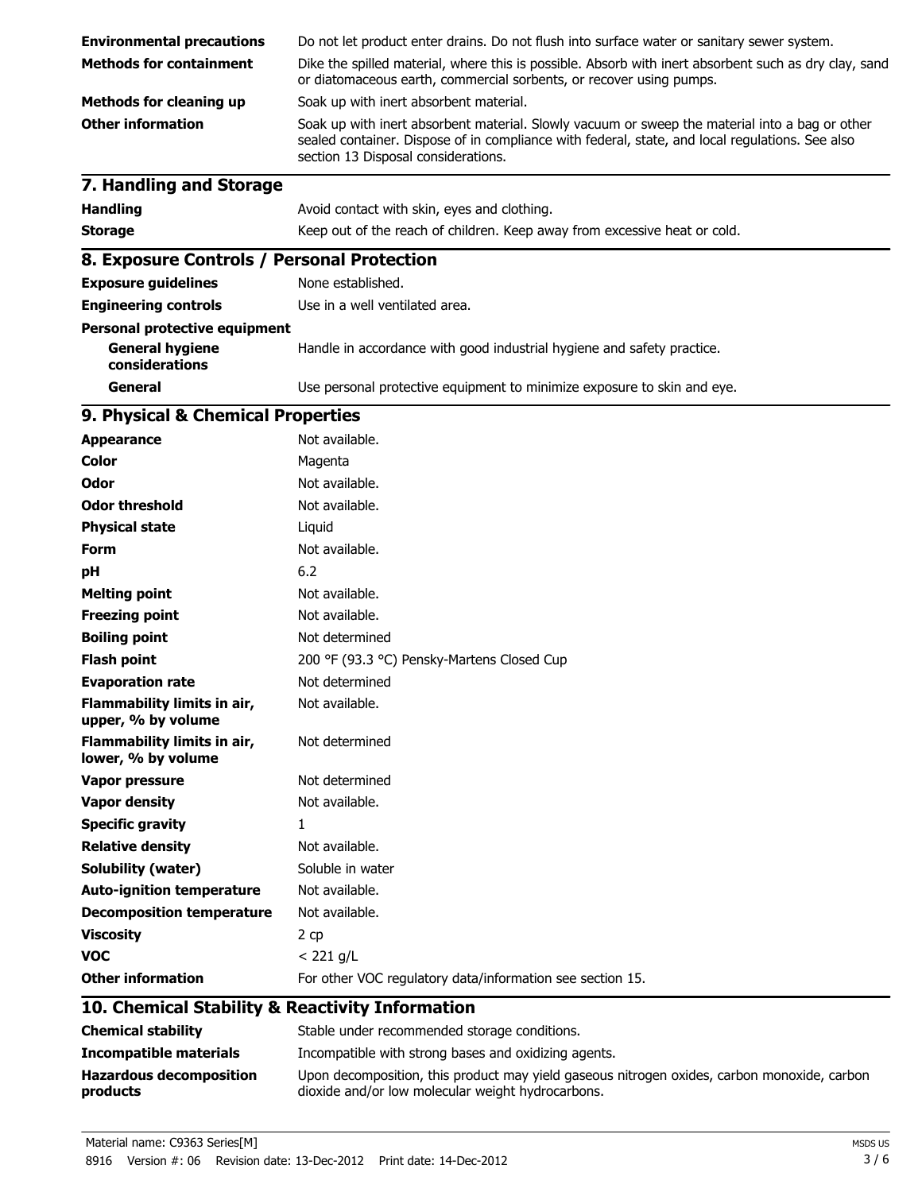| | |
|---|---|
| **Environmental precautions** | Do not let product enter drains. Do not flush into surface water or sanitary sewer system. |
| **Methods for containment** | Dike the spilled material, where this is possible. Absorb with inert absorbent such as dry clay, sand or diatomaceous earth, commercial sorbents, or recover using pumps. |
| **Methods for cleaning up** | Soak up with inert absorbent material. |
| **Other information** | Soak up with inert absorbent material. Slowly vacuum or sweep the material into a bag or other sealed container. Dispose of in compliance with federal, state, and local regulations. See also section 13 Disposal considerations. |

## 7. Handling and Storage

| | |
|---|---|
| **Handling** | Avoid contact with skin, eyes and clothing. |
| **Storage** | Keep out of the reach of children. Keep away from excessive heat or cold. |

## 8. Exposure Controls / Personal Protection

| | |
|---|---|
| **Exposure guidelines** | None established. |
| **Engineering controls** | Use in a well ventilated area. |
| **Personal protective equipment** | |
| **General hygiene considerations** | Handle in accordance with good industrial hygiene and safety practice. |
| **General** | Use personal protective equipment to minimize exposure to skin and eye. |

## 9. Physical & Chemical Properties

| | |
|---|---|
| **Appearance** | Not available. |
| **Color** | Magenta |
| **Odor** | Not available. |
| **Odor threshold** | Not available. |
| **Physical state** | Liquid |
| **Form** | Not available. |
| **pH** | 6.2 |
| **Melting point** | Not available. |
| **Freezing point** | Not available. |
| **Boiling point** | Not determined |
| **Flash point** | 200 °F (93.3 °C) Pensky-Martens Closed Cup |
| **Evaporation rate** | Not determined |
| **Flammability limits in air, upper, % by volume** | Not available. |
| **Flammability limits in air, lower, % by volume** | Not determined |
| **Vapor pressure** | Not determined |
| **Vapor density** | Not available. |
| **Specific gravity** | 1 |
| **Relative density** | Not available. |
| **Solubility (water)** | Soluble in water |
| **Auto-ignition temperature** | Not available. |
| **Decomposition temperature** | Not available. |
| **Viscosity** | 2 cp |
| **VOC** | < 221 g/L |
| **Other information** | For other VOC regulatory data/information see section 15. |

## 10. Chemical Stability & Reactivity Information

| | |
|---|---|
| **Chemical stability** | Stable under recommended storage conditions. |
| **Incompatible materials** | Incompatible with strong bases and oxidizing agents. |
| **Hazardous decomposition products** | Upon decomposition, this product may yield gaseous nitrogen oxides, carbon monoxide, carbon dioxide and/or low molecular weight hydrocarbons. |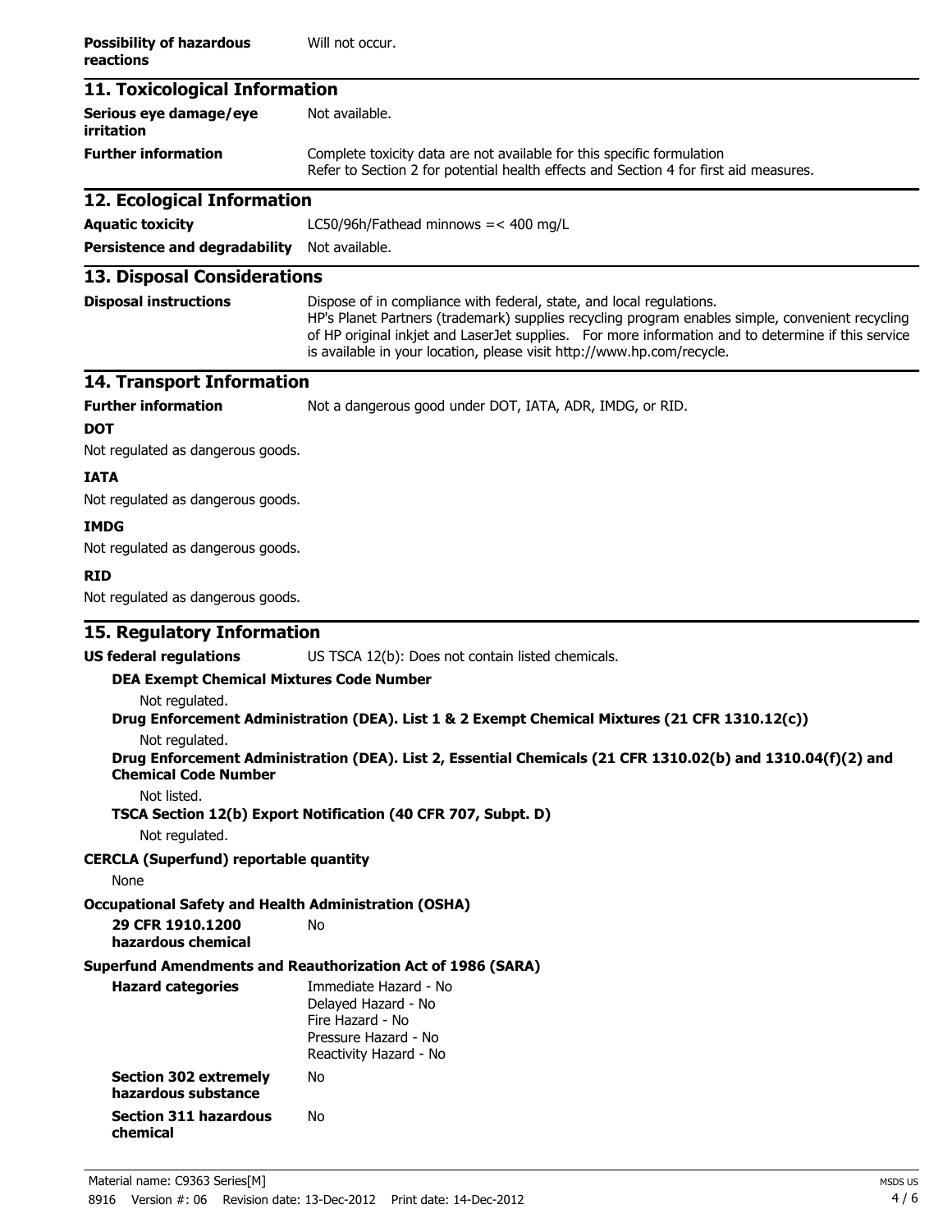| | |
|---|---|
| **Possibility of hazardous reactions** | Will not occur. |

## 11. Toxicological Information

| | |
|---|---|
| **Serious eye damage/eye irritation** | Not available. |
| **Further information** | Complete toxicity data are not available for this specific formulation<br>Refer to Section 2 for potential health effects and Section 4 for first aid measures. |

## 12. Ecological Information

| | |
|---|---|
| **Aquatic toxicity** | LC50/96h/Fathead minnows =< 400 mg/L |
| **Persistence and degradability** | Not available. |

## 13. Disposal Considerations

| | |
|---|---|
| **Disposal instructions** | Dispose of in compliance with federal, state, and local regulations.<br>HP's Planet Partners (trademark) supplies recycling program enables simple, convenient recycling of HP original inkjet and LaserJet supplies. For more information and to determine if this service is available in your location, please visit http://www.hp.com/recycle. |

## 14. Transport Information

| | |
|---|---|
| **Further information** | Not a dangerous good under DOT, IATA, ADR, IMDG, or RID. |

**DOT**

Not regulated as dangerous goods.

**IATA**

Not regulated as dangerous goods.

**IMDG**

Not regulated as dangerous goods.

**RID**

Not regulated as dangerous goods.

## 15. Regulatory Information

**US federal regulations** US TSCA 12(b): Does not contain listed chemicals.

**DEA Exempt Chemical Mixtures Code Number**

Not regulated.

**Drug Enforcement Administration (DEA). List 1 & 2 Exempt Chemical Mixtures (21 CFR 1310.12(c))**

Not regulated.

**Drug Enforcement Administration (DEA). List 2, Essential Chemicals (21 CFR 1310.02(b) and 1310.04(f)(2) and Chemical Code Number**

Not listed.

**TSCA Section 12(b) Export Notification (40 CFR 707, Subpt. D)**

Not regulated.

**CERCLA (Superfund) reportable quantity**

None

**Occupational Safety and Health Administration (OSHA)**

| | |
|---|---|
| **29 CFR 1910.1200 hazardous chemical** | No |

**Superfund Amendments and Reauthorization Act of 1986 (SARA)**

| | |
|---|---|
| **Hazard categories** | Immediate Hazard - No<br>Delayed Hazard - No<br>Fire Hazard - No<br>Pressure Hazard - No<br>Reactivity Hazard - No |
| **Section 302 extremely hazardous substance** | No |
| **Section 311 hazardous chemical** | No |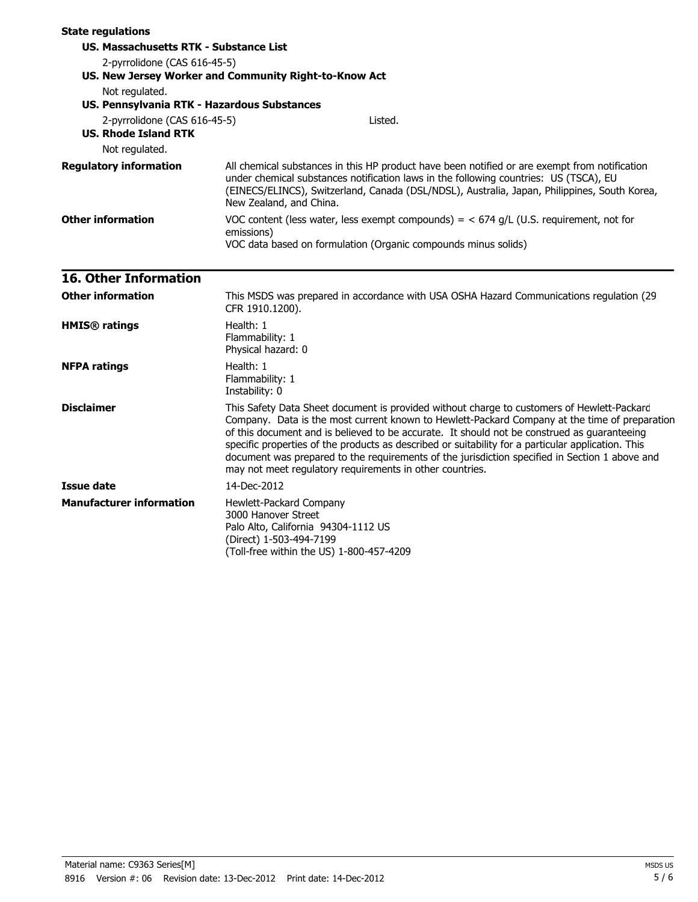**State regulations**

**US. Massachusetts RTK - Substance List**

2-pyrrolidone (CAS 616-45-5)

**US. New Jersey Worker and Community Right-to-Know Act**

Not regulated.

**US. Pennsylvania RTK - Hazardous Substances**

2-pyrrolidone (CAS 616-45-5) Listed.

**US. Rhode Island RTK**

Not regulated.

**Regulatory information**

All chemical substances in this HP product have been notified or are exempt from notification under chemical substances notification laws in the following countries: US (TSCA), EU (EINECS/ELINCS), Switzerland, Canada (DSL/NDSL), Australia, Japan, Philippines, South Korea, New Zealand, and China.

**Other information**

VOC content (less water, less exempt compounds) = < 674 g/L (U.S. requirement, not for emissions)
VOC data based on formulation (Organic compounds minus solids)

## 16. Other Information

**Other information**

This MSDS was prepared in accordance with USA OSHA Hazard Communications regulation (29 CFR 1910.1200).

**HMIS® ratings**

Health: 1
Flammability: 1
Physical hazard: 0

**NFPA ratings**

Health: 1
Flammability: 1
Instability: 0

**Disclaimer**

This Safety Data Sheet document is provided without charge to customers of Hewlett-Packard Company. Data is the most current known to Hewlett-Packard Company at the time of preparation of this document and is believed to be accurate. It should not be construed as guaranteeing specific properties of the products as described or suitability for a particular application. This document was prepared to the requirements of the jurisdiction specified in Section 1 above and may not meet regulatory requirements in other countries.

**Issue date**

14-Dec-2012

**Manufacturer information**

Hewlett-Packard Company
3000 Hanover Street
Palo Alto, California 94304-1112 US
(Direct) 1-503-494-7199
(Toll-free within the US) 1-800-457-4209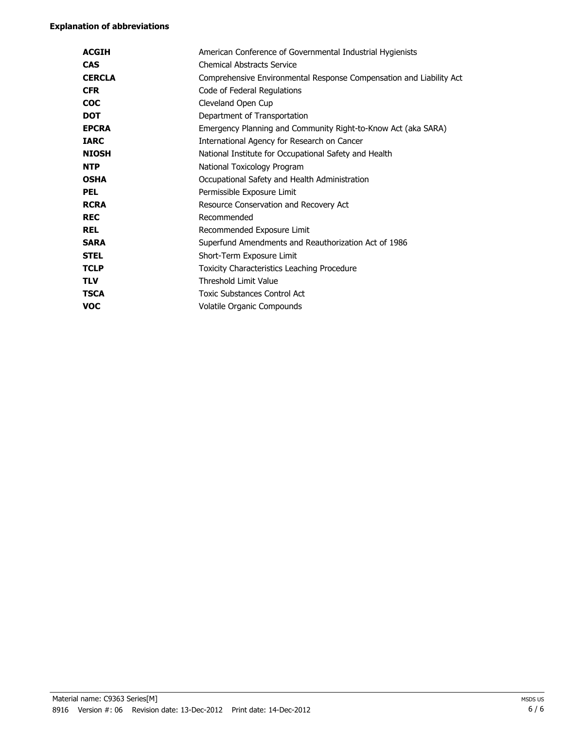**Explanation of abbreviations**

| | |
|---|---|
| **ACGIH** | American Conference of Governmental Industrial Hygienists |
| **CAS** | Chemical Abstracts Service |
| **CERCLA** | Comprehensive Environmental Response Compensation and Liability Act |
| **CFR** | Code of Federal Regulations |
| **COC** | Cleveland Open Cup |
| **DOT** | Department of Transportation |
| **EPCRA** | Emergency Planning and Community Right-to-Know Act (aka SARA) |
| **IARC** | International Agency for Research on Cancer |
| **NIOSH** | National Institute for Occupational Safety and Health |
| **NTP** | National Toxicology Program |
| **OSHA** | Occupational Safety and Health Administration |
| **PEL** | Permissible Exposure Limit |
| **RCRA** | Resource Conservation and Recovery Act |
| **REC** | Recommended |
| **REL** | Recommended Exposure Limit |
| **SARA** | Superfund Amendments and Reauthorization Act of 1986 |
| **STEL** | Short-Term Exposure Limit |
| **TCLP** | Toxicity Characteristics Leaching Procedure |
| **TLV** | Threshold Limit Value |
| **TSCA** | Toxic Substances Control Act |
| **VOC** | Volatile Organic Compounds |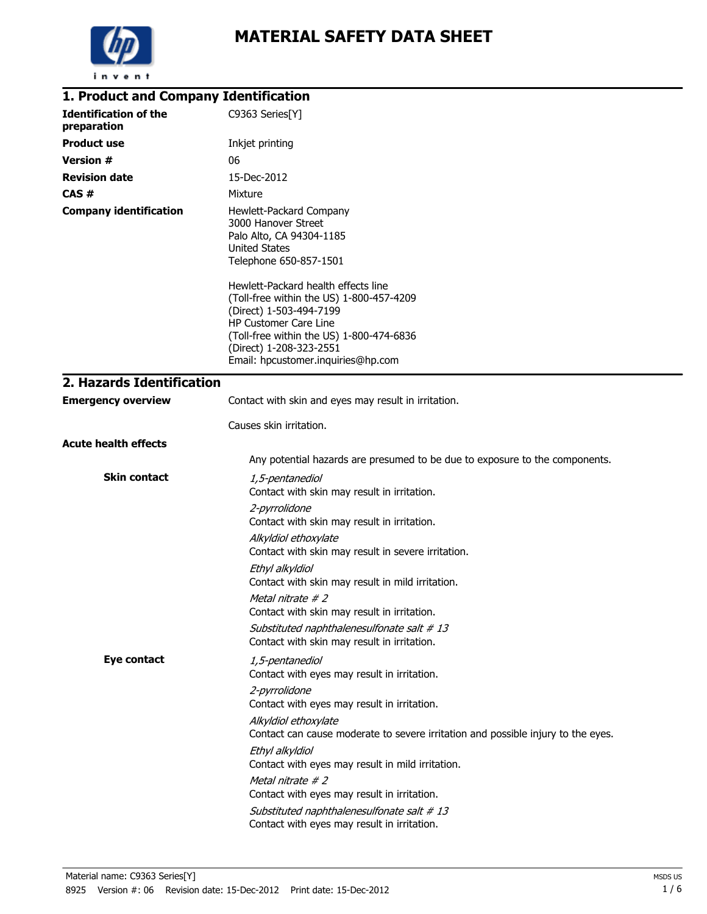# MATERIAL SAFETY DATA SHEET

## 1. Product and Company Identification

| | |
|---|---|
| **Identification of the preparation** | C9363 Series[Y] |
| **Product use** | Inkjet printing |
| **Version #** | 06 |
| **Revision date** | 15-Dec-2012 |
| **CAS #** | Mixture |
| **Company identification** | Hewlett-Packard Company<br>3000 Hanover Street<br>Palo Alto, CA 94304-1185<br>United States<br>Telephone 650-857-1501<br><br>Hewlett-Packard health effects line<br>(Toll-free within the US) 1-800-457-4209<br>(Direct) 1-503-494-7199<br>HP Customer Care Line<br>(Toll-free within the US) 1-800-474-6836<br>(Direct) 1-208-323-2551<br>Email: hpcustomer.inquiries@hp.com |

## 2. Hazards Identification

**Emergency overview**

Contact with skin and eyes may result in irritation.

Causes skin irritation.

**Acute health effects**

Any potential hazards are presumed to be due to exposure to the components.

**Skin contact**

*1,5-pentanediol*
Contact with skin may result in irritation.

*2-pyrrolidone*
Contact with skin may result in irritation.

*Alkyldiol ethoxylate*
Contact with skin may result in severe irritation.

*Ethyl alkyldiol*
Contact with skin may result in mild irritation.

*Metal nitrate # 2*
Contact with skin may result in irritation.

*Substituted naphthalenesulfonate salt # 13*
Contact with skin may result in irritation.

**Eye contact**

*1,5-pentanediol*
Contact with eyes may result in irritation.

*2-pyrrolidone*
Contact with eyes may result in irritation.

*Alkyldiol ethoxylate*
Contact can cause moderate to severe irritation and possible injury to the eyes.

*Ethyl alkyldiol*
Contact with eyes may result in mild irritation.

*Metal nitrate # 2*
Contact with eyes may result in irritation.

*Substituted naphthalenesulfonate salt # 13*
Contact with eyes may result in irritation.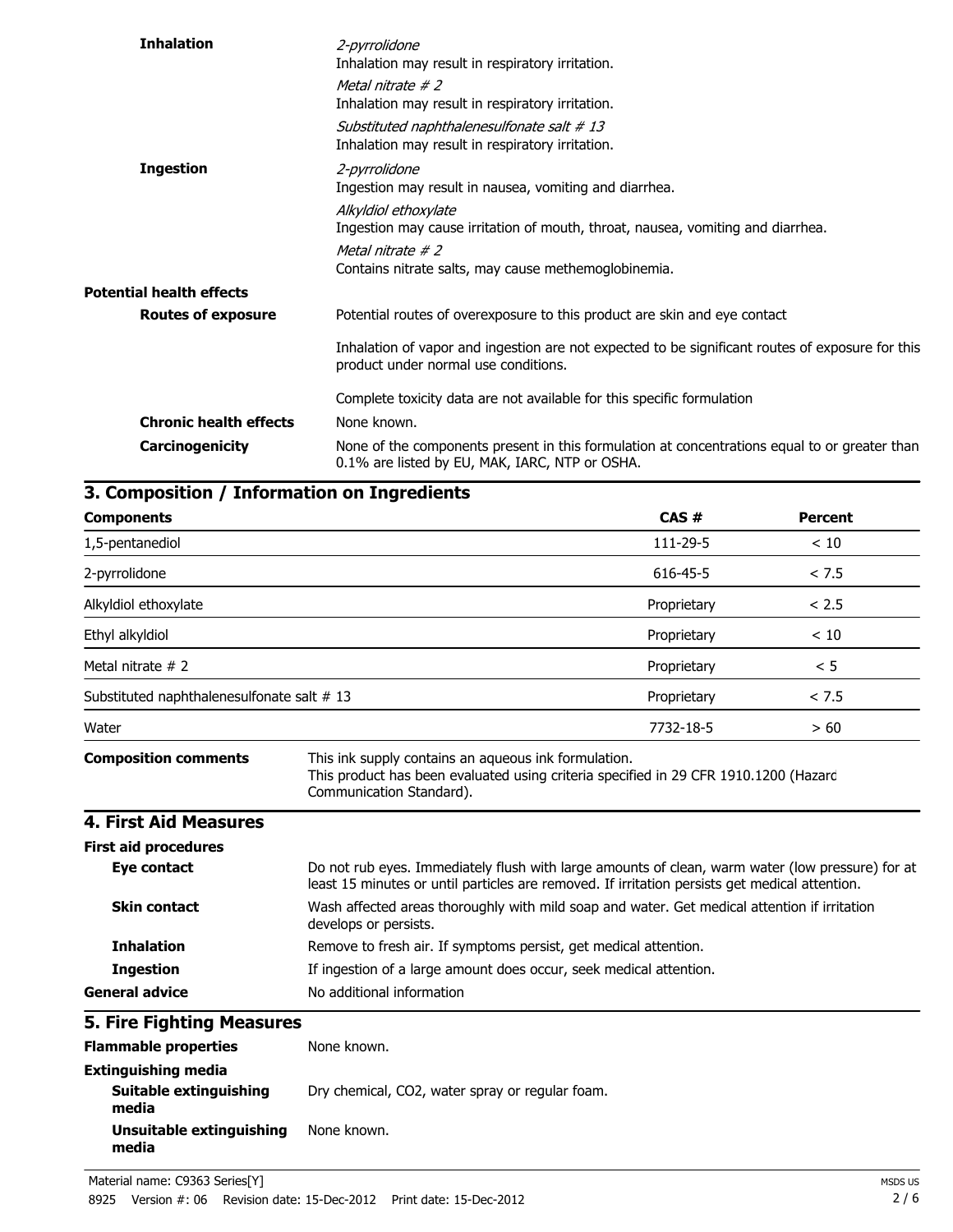**Inhalation**

*2-pyrrolidone*
Inhalation may result in respiratory irritation.

*Metal nitrate # 2*
Inhalation may result in respiratory irritation.

*Substituted naphthalenesulfonate salt # 13*
Inhalation may result in respiratory irritation.

**Ingestion**

*2-pyrrolidone*
Ingestion may result in nausea, vomiting and diarrhea.

*Alkyldiol ethoxylate*
Ingestion may cause irritation of mouth, throat, nausea, vomiting and diarrhea.

*Metal nitrate # 2*
Contains nitrate salts, may cause methemoglobinemia.

**Potential health effects**

**Routes of exposure**

Potential routes of overexposure to this product are skin and eye contact

Inhalation of vapor and ingestion are not expected to be significant routes of exposure for this product under normal use conditions.

Complete toxicity data are not available for this specific formulation

**Chronic health effects** None known.

**Carcinogenicity** None of the components present in this formulation at concentrations equal to or greater than 0.1% are listed by EU, MAK, IARC, NTP or OSHA.

## 3. Composition / Information on Ingredients

| Components | CAS # | Percent |
|---|---|---|
| 1,5-pentanediol | 111-29-5 | < 10 |
| 2-pyrrolidone | 616-45-5 | < 7.5 |
| Alkyldiol ethoxylate | Proprietary | < 2.5 |
| Ethyl alkyldiol | Proprietary | < 10 |
| Metal nitrate # 2 | Proprietary | < 5 |
| Substituted naphthalenesulfonate salt # 13 | Proprietary | < 7.5 |
| Water | 7732-18-5 | > 60 |

**Composition comments** This ink supply contains an aqueous ink formulation.
This product has been evaluated using criteria specified in 29 CFR 1910.1200 (Hazard Communication Standard).

## 4. First Aid Measures

**First aid procedures**

**Eye contact** Do not rub eyes. Immediately flush with large amounts of clean, warm water (low pressure) for at least 15 minutes or until particles are removed. If irritation persists get medical attention.

**Skin contact** Wash affected areas thoroughly with mild soap and water. Get medical attention if irritation develops or persists.

**Inhalation** Remove to fresh air. If symptoms persist, get medical attention.

**Ingestion** If ingestion of a large amount does occur, seek medical attention.

**General advice** No additional information

## 5. Fire Fighting Measures

**Flammable properties** None known.

**Extinguishing media**

**Suitable extinguishing media** Dry chemical, CO2, water spray or regular foam.

**Unsuitable extinguishing media** None known.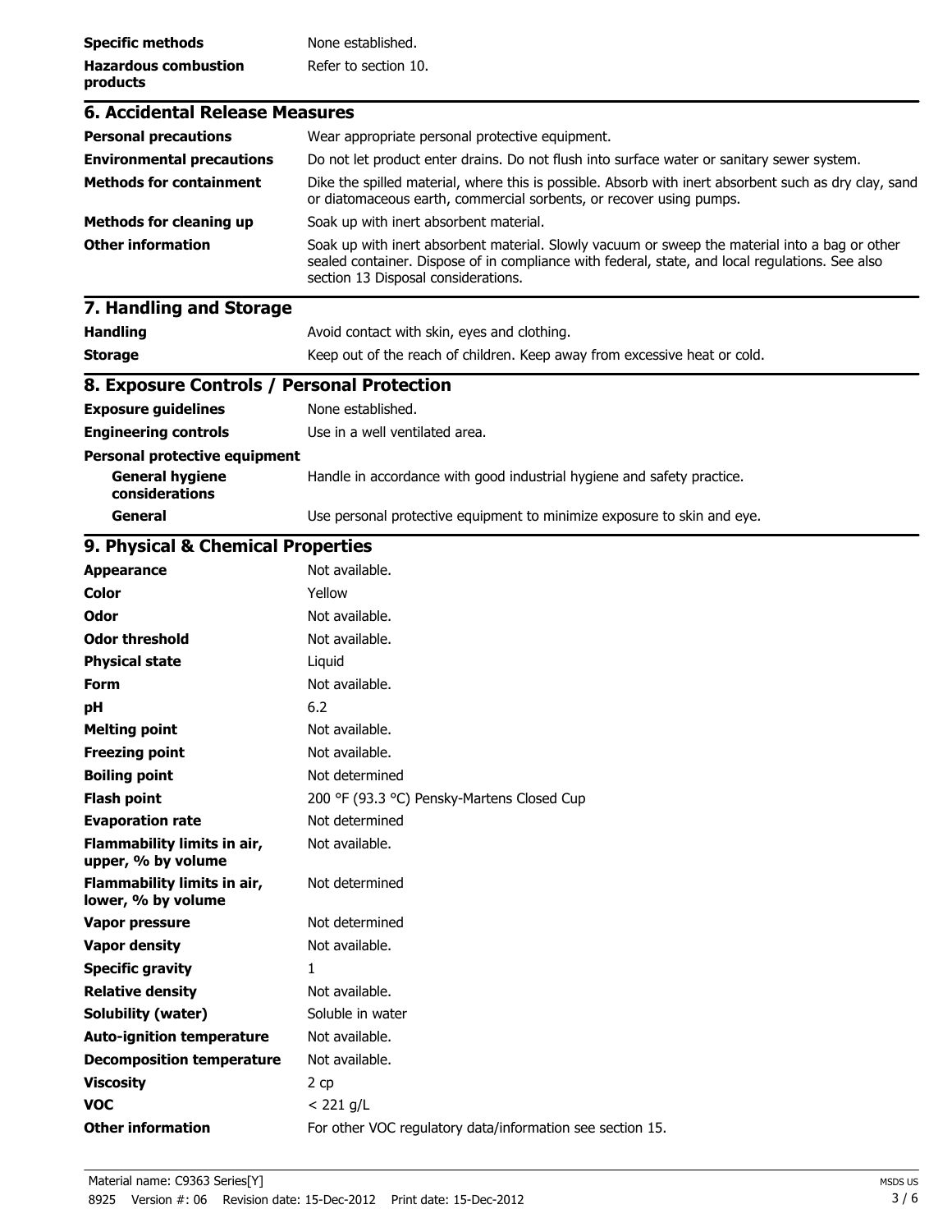| | |
|---|---|
| **Specific methods** | None established. |
| **Hazardous combustion products** | Refer to section 10. |

## 6. Accidental Release Measures

| | |
|---|---|
| **Personal precautions** | Wear appropriate personal protective equipment. |
| **Environmental precautions** | Do not let product enter drains. Do not flush into surface water or sanitary sewer system. |
| **Methods for containment** | Dike the spilled material, where this is possible. Absorb with inert absorbent such as dry clay, sand or diatomaceous earth, commercial sorbents, or recover using pumps. |
| **Methods for cleaning up** | Soak up with inert absorbent material. |
| **Other information** | Soak up with inert absorbent material. Slowly vacuum or sweep the material into a bag or other sealed container. Dispose of in compliance with federal, state, and local regulations. See also section 13 Disposal considerations. |

## 7. Handling and Storage

| | |
|---|---|
| **Handling** | Avoid contact with skin, eyes and clothing. |
| **Storage** | Keep out of the reach of children. Keep away from excessive heat or cold. |

## 8. Exposure Controls / Personal Protection

| | |
|---|---|
| **Exposure guidelines** | None established. |
| **Engineering controls** | Use in a well ventilated area. |
| **Personal protective equipment** | |
| **General hygiene considerations** | Handle in accordance with good industrial hygiene and safety practice. |
| **General** | Use personal protective equipment to minimize exposure to skin and eye. |

## 9. Physical & Chemical Properties

| | |
|---|---|
| **Appearance** | Not available. |
| **Color** | Yellow |
| **Odor** | Not available. |
| **Odor threshold** | Not available. |
| **Physical state** | Liquid |
| **Form** | Not available. |
| **pH** | 6.2 |
| **Melting point** | Not available. |
| **Freezing point** | Not available. |
| **Boiling point** | Not determined |
| **Flash point** | 200 °F (93.3 °C) Pensky-Martens Closed Cup |
| **Evaporation rate** | Not determined |
| **Flammability limits in air, upper, % by volume** | Not available. |
| **Flammability limits in air, lower, % by volume** | Not determined |
| **Vapor pressure** | Not determined |
| **Vapor density** | Not available. |
| **Specific gravity** | 1 |
| **Relative density** | Not available. |
| **Solubility (water)** | Soluble in water |
| **Auto-ignition temperature** | Not available. |
| **Decomposition temperature** | Not available. |
| **Viscosity** | 2 cp |
| **VOC** | < 221 g/L |
| **Other information** | For other VOC regulatory data/information see section 15. |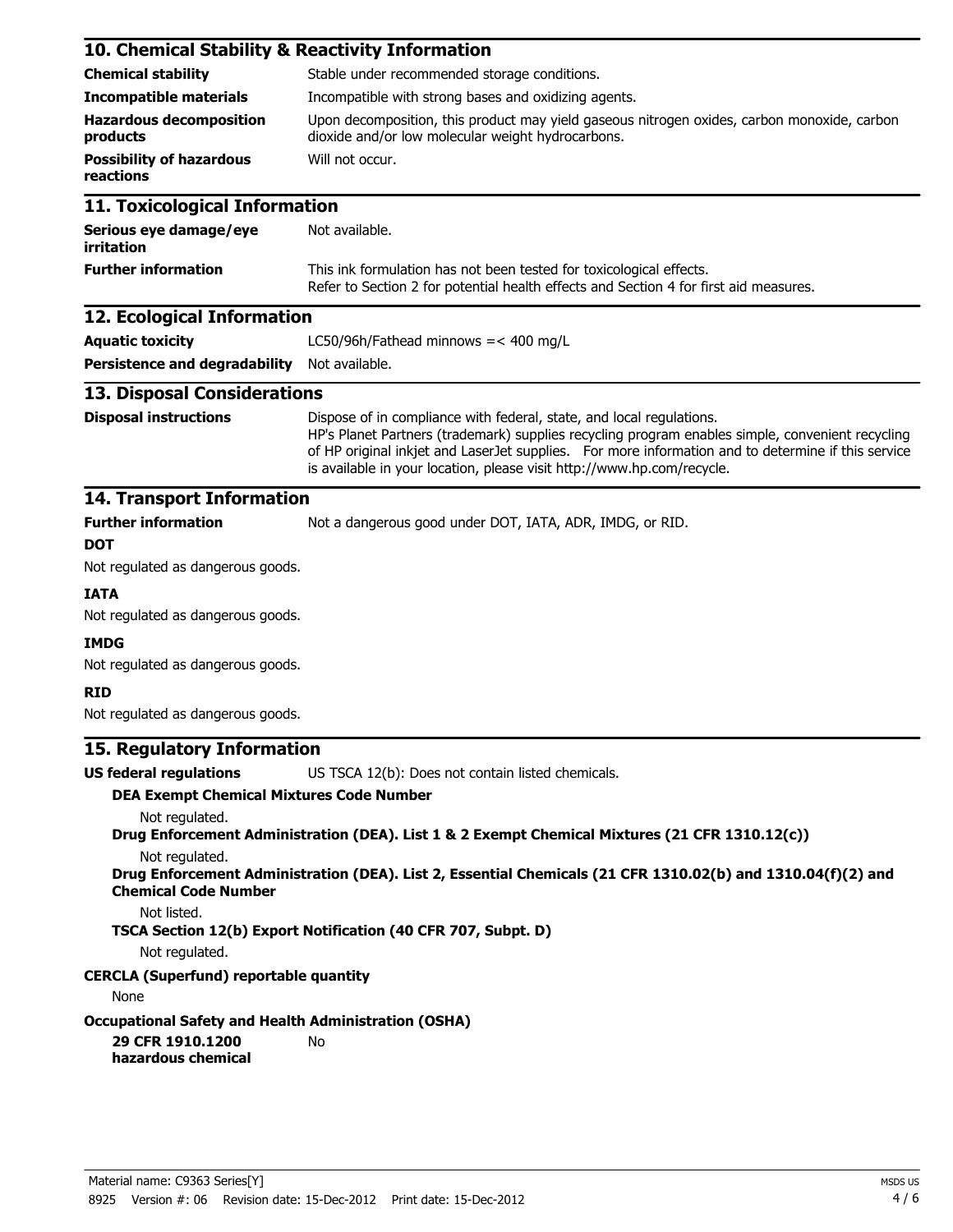## 10. Chemical Stability & Reactivity Information

| | |
|---|---|
| **Chemical stability** | Stable under recommended storage conditions. |
| **Incompatible materials** | Incompatible with strong bases and oxidizing agents. |
| **Hazardous decomposition products** | Upon decomposition, this product may yield gaseous nitrogen oxides, carbon monoxide, carbon dioxide and/or low molecular weight hydrocarbons. |
| **Possibility of hazardous reactions** | Will not occur. |

## 11. Toxicological Information

| | |
|---|---|
| **Serious eye damage/eye irritation** | Not available. |
| **Further information** | This ink formulation has not been tested for toxicological effects.<br>Refer to Section 2 for potential health effects and Section 4 for first aid measures. |

## 12. Ecological Information

| | |
|---|---|
| **Aquatic toxicity** | LC50/96h/Fathead minnows =< 400 mg/L |
| **Persistence and degradability** | Not available. |

## 13. Disposal Considerations

| | |
|---|---|
| **Disposal instructions** | Dispose of in compliance with federal, state, and local regulations.<br>HP's Planet Partners (trademark) supplies recycling program enables simple, convenient recycling of HP original inkjet and LaserJet supplies. For more information and to determine if this service is available in your location, please visit http://www.hp.com/recycle. |

## 14. Transport Information

**Further information** Not a dangerous good under DOT, IATA, ADR, IMDG, or RID.

**DOT**

Not regulated as dangerous goods.

**IATA**

Not regulated as dangerous goods.

**IMDG**

Not regulated as dangerous goods.

**RID**

Not regulated as dangerous goods.

## 15. Regulatory Information

**US federal regulations** US TSCA 12(b): Does not contain listed chemicals.

**DEA Exempt Chemical Mixtures Code Number**

Not regulated.

**Drug Enforcement Administration (DEA). List 1 & 2 Exempt Chemical Mixtures (21 CFR 1310.12(c))**

Not regulated.

**Drug Enforcement Administration (DEA). List 2, Essential Chemicals (21 CFR 1310.02(b) and 1310.04(f)(2) and Chemical Code Number**

Not listed.

**TSCA Section 12(b) Export Notification (40 CFR 707, Subpt. D)**

Not regulated.

**CERCLA (Superfund) reportable quantity**

None

**Occupational Safety and Health Administration (OSHA)**

**29 CFR 1910.1200 hazardous chemical** No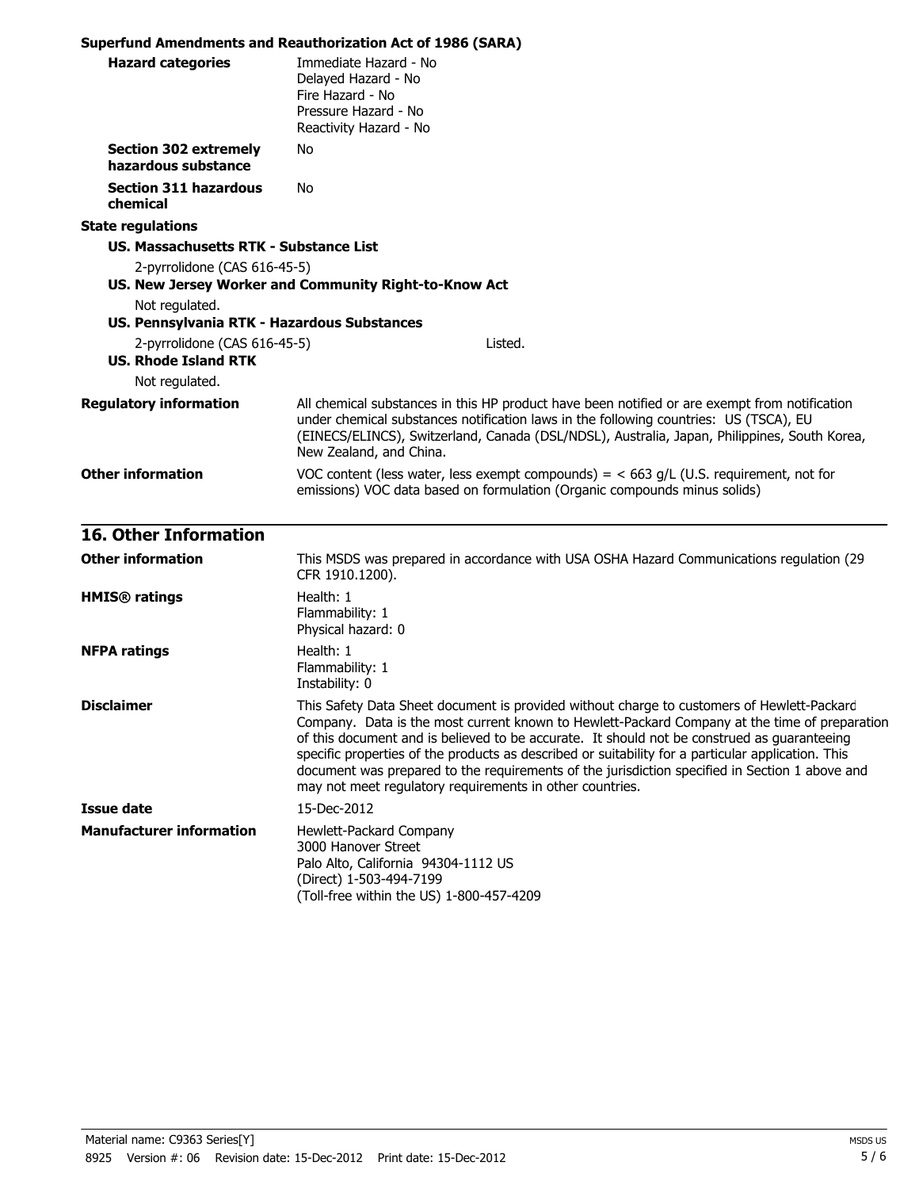**Superfund Amendments and Reauthorization Act of 1986 (SARA)**

| | |
|---|---|
| **Hazard categories** | Immediate Hazard - No<br>Delayed Hazard - No<br>Fire Hazard - No<br>Pressure Hazard - No<br>Reactivity Hazard - No |
| **Section 302 extremely hazardous substance** | No |
| **Section 311 hazardous chemical** | No |

**State regulations**

**US. Massachusetts RTK - Substance List**

2-pyrrolidone (CAS 616-45-5)

**US. New Jersey Worker and Community Right-to-Know Act**

Not regulated.

**US. Pennsylvania RTK - Hazardous Substances**

2-pyrrolidone (CAS 616-45-5) Listed.

**US. Rhode Island RTK**

Not regulated.

| | |
|---|---|
| **Regulatory information** | All chemical substances in this HP product have been notified or are exempt from notification under chemical substances notification laws in the following countries: US (TSCA), EU (EINECS/ELINCS), Switzerland, Canada (DSL/NDSL), Australia, Japan, Philippines, South Korea, New Zealand, and China. |
| **Other information** | VOC content (less water, less exempt compounds) = < 663 g/L (U.S. requirement, not for emissions) VOC data based on formulation (Organic compounds minus solids) |

## 16. Other Information

| | |
|---|---|
| **Other information** | This MSDS was prepared in accordance with USA OSHA Hazard Communications regulation (29 CFR 1910.1200). |
| **HMIS® ratings** | Health: 1<br>Flammability: 1<br>Physical hazard: 0 |
| **NFPA ratings** | Health: 1<br>Flammability: 1<br>Instability: 0 |
| **Disclaimer** | This Safety Data Sheet document is provided without charge to customers of Hewlett-Packard Company. Data is the most current known to Hewlett-Packard Company at the time of preparation of this document and is believed to be accurate. It should not be construed as guaranteeing specific properties of the products as described or suitability for a particular application. This document was prepared to the requirements of the jurisdiction specified in Section 1 above and may not meet regulatory requirements in other countries. |
| **Issue date** | 15-Dec-2012 |
| **Manufacturer information** | Hewlett-Packard Company<br>3000 Hanover Street<br>Palo Alto, California 94304-1112 US<br>(Direct) 1-503-494-7199<br>(Toll-free within the US) 1-800-457-4209 |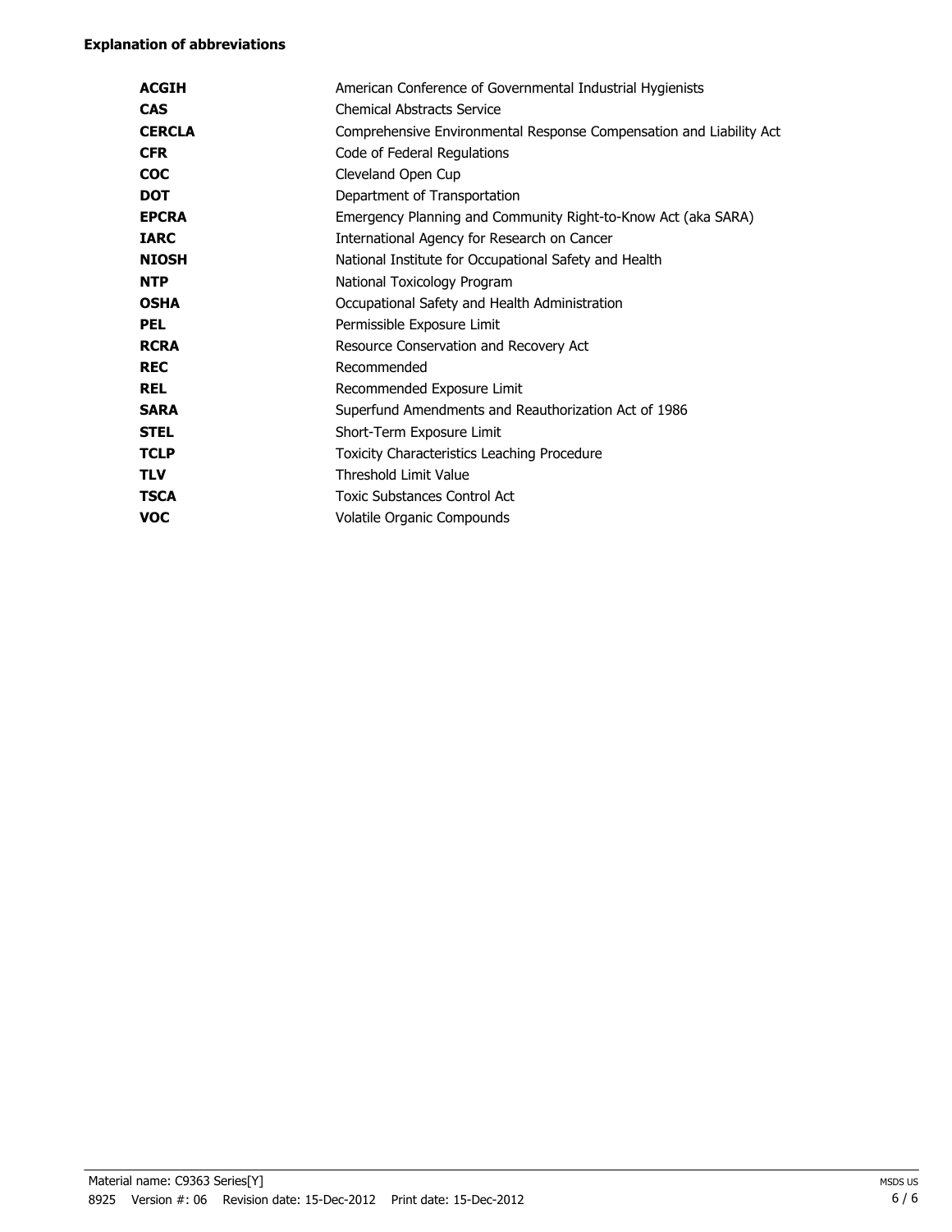**Explanation of abbreviations**

| | |
|---|---|
| **ACGIH** | American Conference of Governmental Industrial Hygienists |
| **CAS** | Chemical Abstracts Service |
| **CERCLA** | Comprehensive Environmental Response Compensation and Liability Act |
| **CFR** | Code of Federal Regulations |
| **COC** | Cleveland Open Cup |
| **DOT** | Department of Transportation |
| **EPCRA** | Emergency Planning and Community Right-to-Know Act (aka SARA) |
| **IARC** | International Agency for Research on Cancer |
| **NIOSH** | National Institute for Occupational Safety and Health |
| **NTP** | National Toxicology Program |
| **OSHA** | Occupational Safety and Health Administration |
| **PEL** | Permissible Exposure Limit |
| **RCRA** | Resource Conservation and Recovery Act |
| **REC** | Recommended |
| **REL** | Recommended Exposure Limit |
| **SARA** | Superfund Amendments and Reauthorization Act of 1986 |
| **STEL** | Short-Term Exposure Limit |
| **TCLP** | Toxicity Characteristics Leaching Procedure |
| **TLV** | Threshold Limit Value |
| **TSCA** | Toxic Substances Control Act |
| **VOC** | Volatile Organic Compounds |